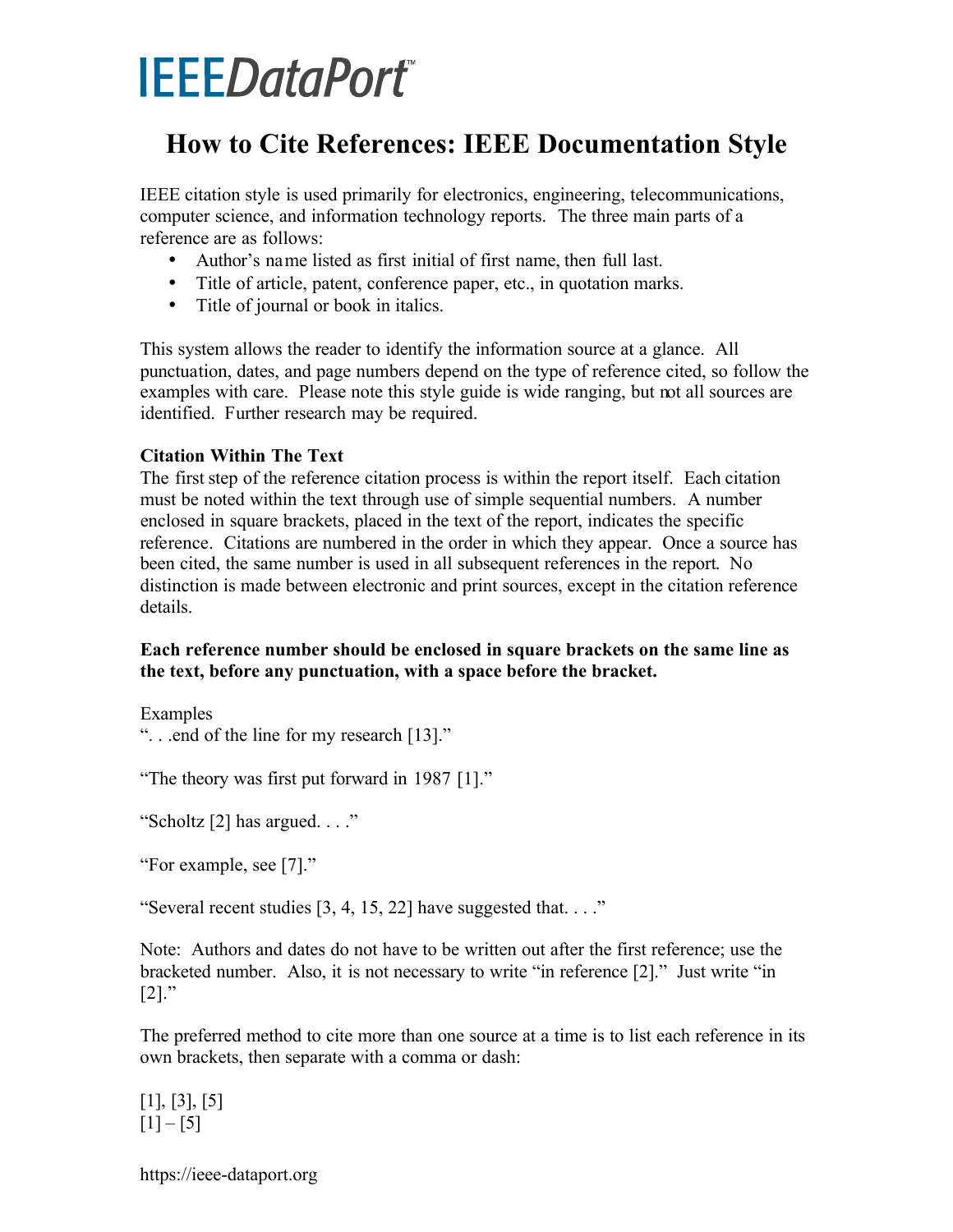IEEEDataPort™

# How to Cite References: IEEE Documentation Style

IEEE citation style is used primarily for electronics, engineering, telecommunications, computer science, and information technology reports. The three main parts of a reference are as follows:

- Author's name listed as first initial of first name, then full last.
- Title of article, patent, conference paper, etc., in quotation marks.
- Title of journal or book in italics.

This system allows the reader to identify the information source at a glance. All punctuation, dates, and page numbers depend on the type of reference cited, so follow the examples with care. Please note this style guide is wide ranging, but not all sources are identified. Further research may be required.

**Citation Within The Text**

The first step of the reference citation process is within the report itself. Each citation must be noted within the text through use of simple sequential numbers. A number enclosed in square brackets, placed in the text of the report, indicates the specific reference. Citations are numbered in the order in which they appear. Once a source has been cited, the same number is used in all subsequent references in the report. No distinction is made between electronic and print sources, except in the citation reference details.

**Each reference number should be enclosed in square brackets on the same line as the text, before any punctuation, with a space before the bracket.**

Examples

". . .end of the line for my research [13]."

"The theory was first put forward in 1987 [1]."

"Scholtz [2] has argued. . . ."

"For example, see [7]."

"Several recent studies [3, 4, 15, 22] have suggested that. . . ."

Note: Authors and dates do not have to be written out after the first reference; use the bracketed number. Also, it is not necessary to write "in reference [2]." Just write "in [2]."

The preferred method to cite more than one source at a time is to list each reference in its own brackets, then separate with a comma or dash:

[1], [3], [5]
[1] – [5]

https://ieee-dataport.org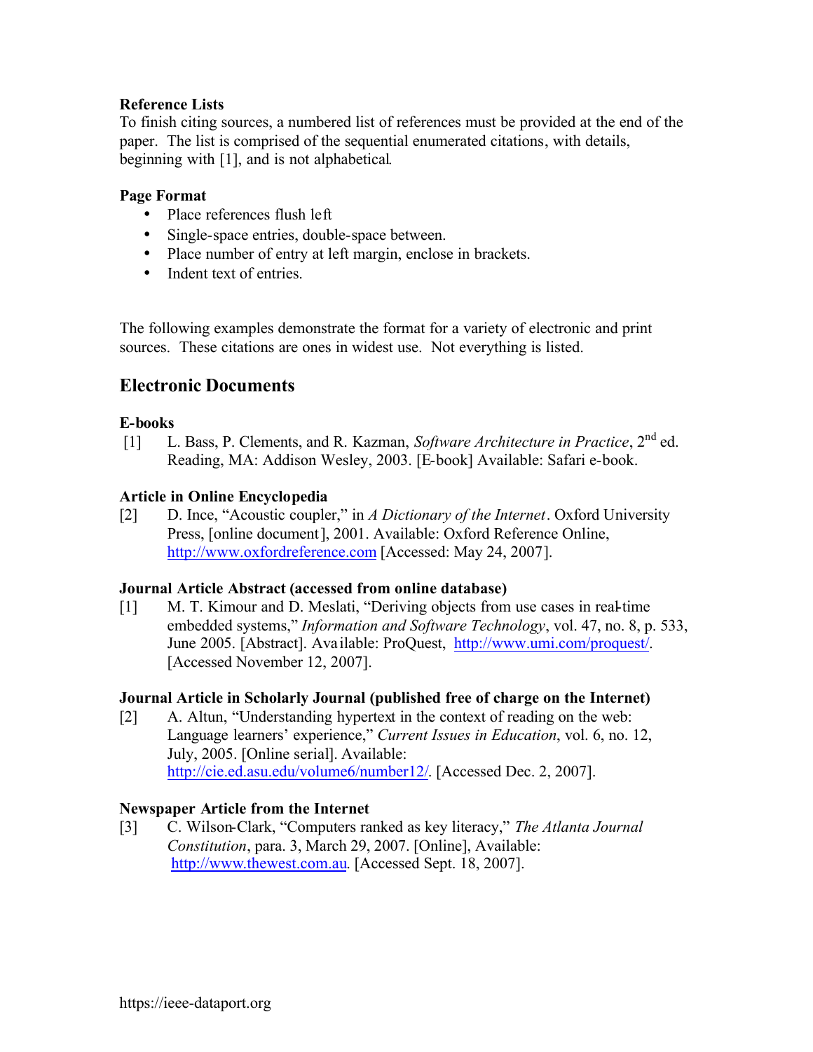**Reference Lists**
To finish citing sources, a numbered list of references must be provided at the end of the paper. The list is comprised of the sequential enumerated citations, with details, beginning with [1], and is not alphabetical.

**Page Format**

- Place references flush left
- Single-space entries, double-space between.
- Place number of entry at left margin, enclose in brackets.
- Indent text of entries.

The following examples demonstrate the format for a variety of electronic and print sources. These citations are ones in widest use. Not everything is listed.

## Electronic Documents

**E-books**

[1] L. Bass, P. Clements, and R. Kazman, *Software Architecture in Practice*, 2nd ed. Reading, MA: Addison Wesley, 2003. [E-book] Available: Safari e-book.

**Article in Online Encyclopedia**

[2] D. Ince, "Acoustic coupler," in *A Dictionary of the Internet*. Oxford University Press, [online document], 2001. Available: Oxford Reference Online, http://www.oxfordreference.com [Accessed: May 24, 2007].

**Journal Article Abstract (accessed from online database)**

[1] M. T. Kimour and D. Meslati, "Deriving objects from use cases in real-time embedded systems," *Information and Software Technology*, vol. 47, no. 8, p. 533, June 2005. [Abstract]. Available: ProQuest, http://www.umi.com/proquest/. [Accessed November 12, 2007].

**Journal Article in Scholarly Journal (published free of charge on the Internet)**

[2] A. Altun, "Understanding hypertext in the context of reading on the web: Language learners' experience," *Current Issues in Education*, vol. 6, no. 12, July, 2005. [Online serial]. Available: http://cie.ed.asu.edu/volume6/number12/. [Accessed Dec. 2, 2007].

**Newspaper Article from the Internet**

[3] C. Wilson-Clark, "Computers ranked as key literacy," *The Atlanta Journal Constitution*, para. 3, March 29, 2007. [Online], Available: http://www.thewest.com.au. [Accessed Sept. 18, 2007].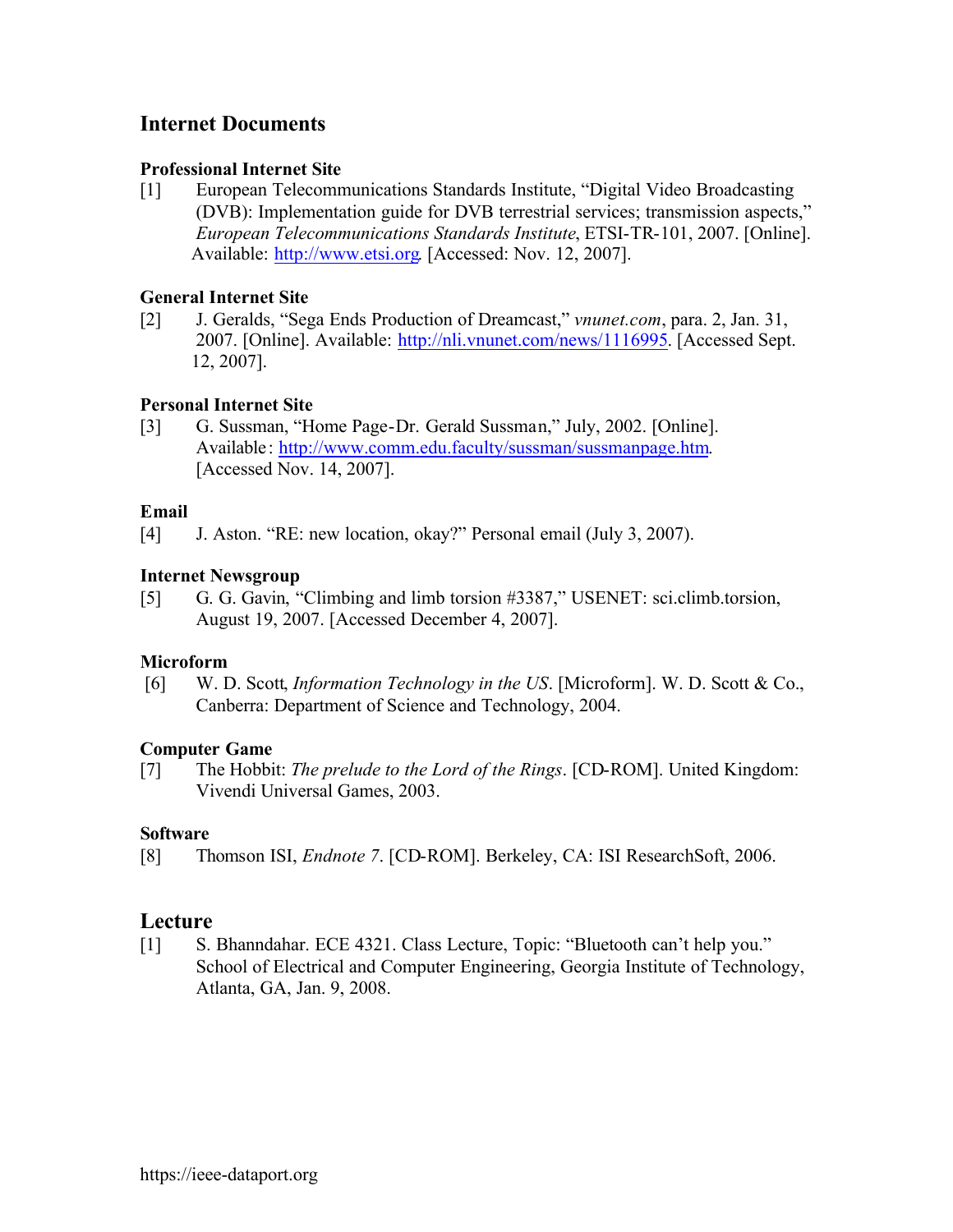## Internet Documents

### Professional Internet Site

[1] European Telecommunications Standards Institute, "Digital Video Broadcasting (DVB): Implementation guide for DVB terrestrial services; transmission aspects," *European Telecommunications Standards Institute*, ETSI-TR-101, 2007. [Online]. Available: http://www.etsi.org. [Accessed: Nov. 12, 2007].

### General Internet Site

[2] J. Geralds, "Sega Ends Production of Dreamcast," *vnunet.com*, para. 2, Jan. 31, 2007. [Online]. Available: http://nli.vnunet.com/news/1116995. [Accessed Sept. 12, 2007].

### Personal Internet Site

[3] G. Sussman, "Home Page-Dr. Gerald Sussman," July, 2002. [Online]. Available: http://www.comm.edu.faculty/sussman/sussmanpage.htm. [Accessed Nov. 14, 2007].

### Email

[4] J. Aston. "RE: new location, okay?" Personal email (July 3, 2007).

### Internet Newsgroup

[5] G. G. Gavin, "Climbing and limb torsion #3387," USENET: sci.climb.torsion, August 19, 2007. [Accessed December 4, 2007].

### Microform

[6] W. D. Scott, *Information Technology in the US*. [Microform]. W. D. Scott & Co., Canberra: Department of Science and Technology, 2004.

### Computer Game

[7] The Hobbit: *The prelude to the Lord of the Rings*. [CD-ROM]. United Kingdom: Vivendi Universal Games, 2003.

### Software

[8] Thomson ISI, *Endnote 7*. [CD-ROM]. Berkeley, CA: ISI ResearchSoft, 2006.

## Lecture

[1] S. Bhanndahar. ECE 4321. Class Lecture, Topic: "Bluetooth can't help you." School of Electrical and Computer Engineering, Georgia Institute of Technology, Atlanta, GA, Jan. 9, 2008.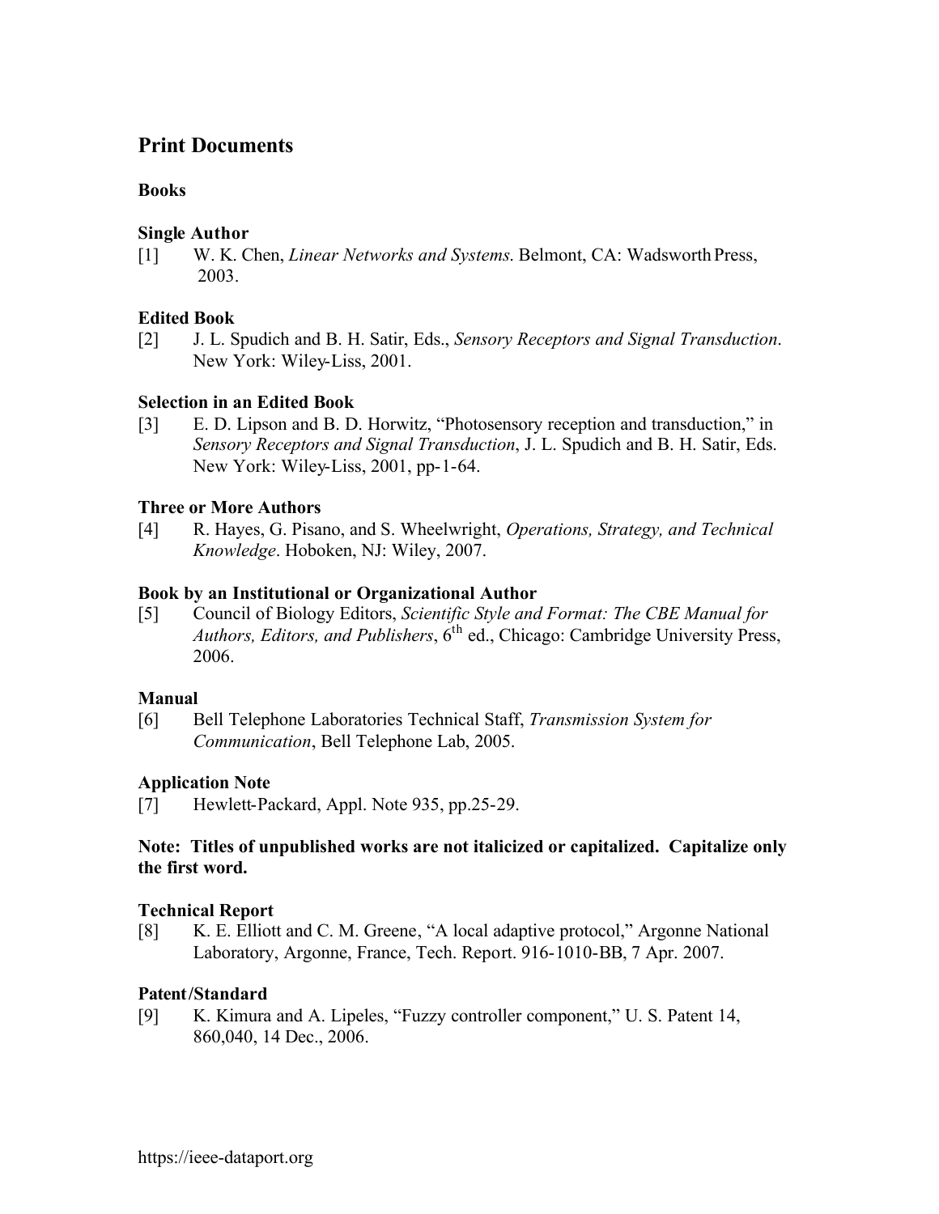## Print Documents

### Books

**Single Author**

[1] W. K. Chen, *Linear Networks and Systems*. Belmont, CA: Wadsworth Press, 2003.

**Edited Book**

[2] J. L. Spudich and B. H. Satir, Eds., *Sensory Receptors and Signal Transduction*. New York: Wiley-Liss, 2001.

**Selection in an Edited Book**

[3] E. D. Lipson and B. D. Horwitz, "Photosensory reception and transduction," in *Sensory Receptors and Signal Transduction*, J. L. Spudich and B. H. Satir, Eds. New York: Wiley-Liss, 2001, pp-1-64.

**Three or More Authors**

[4] R. Hayes, G. Pisano, and S. Wheelwright, *Operations, Strategy, and Technical Knowledge*. Hoboken, NJ: Wiley, 2007.

**Book by an Institutional or Organizational Author**

[5] Council of Biology Editors, *Scientific Style and Format: The CBE Manual for Authors, Editors, and Publishers*, 6th ed., Chicago: Cambridge University Press, 2006.

**Manual**

[6] Bell Telephone Laboratories Technical Staff, *Transmission System for Communication*, Bell Telephone Lab, 2005.

**Application Note**

[7] Hewlett-Packard, Appl. Note 935, pp.25-29.

**Note: Titles of unpublished works are not italicized or capitalized. Capitalize only the first word.**

**Technical Report**

[8] K. E. Elliott and C. M. Greene, "A local adaptive protocol," Argonne National Laboratory, Argonne, France, Tech. Report. 916-1010-BB, 7 Apr. 2007.

**Patent/Standard**

[9] K. Kimura and A. Lipeles, "Fuzzy controller component," U. S. Patent 14, 860,040, 14 Dec., 2006.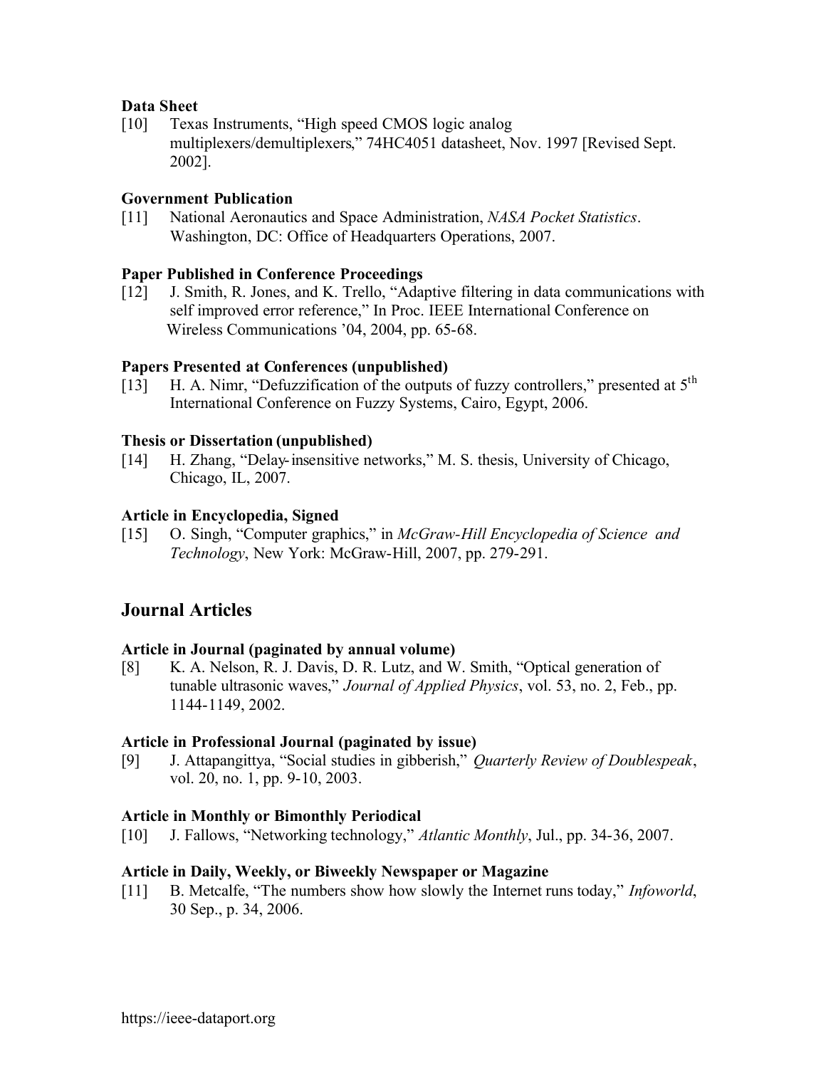### Data Sheet

[10] Texas Instruments, "High speed CMOS logic analog multiplexers/demultiplexers," 74HC4051 datasheet, Nov. 1997 [Revised Sept. 2002].

### Government Publication

[11] National Aeronautics and Space Administration, *NASA Pocket Statistics*. Washington, DC: Office of Headquarters Operations, 2007.

### Paper Published in Conference Proceedings

[12] J. Smith, R. Jones, and K. Trello, "Adaptive filtering in data communications with self improved error reference," In Proc. IEEE International Conference on Wireless Communications '04, 2004, pp. 65-68.

### Papers Presented at Conferences (unpublished)

[13] H. A. Nimr, "Defuzzification of the outputs of fuzzy controllers," presented at 5th International Conference on Fuzzy Systems, Cairo, Egypt, 2006.

### Thesis or Dissertation (unpublished)

[14] H. Zhang, "Delay-insensitive networks," M. S. thesis, University of Chicago, Chicago, IL, 2007.

### Article in Encyclopedia, Signed

[15] O. Singh, "Computer graphics," in *McGraw-Hill Encyclopedia of Science and Technology*, New York: McGraw-Hill, 2007, pp. 279-291.

## Journal Articles

### Article in Journal (paginated by annual volume)

[8] K. A. Nelson, R. J. Davis, D. R. Lutz, and W. Smith, "Optical generation of tunable ultrasonic waves," *Journal of Applied Physics*, vol. 53, no. 2, Feb., pp. 1144-1149, 2002.

### Article in Professional Journal (paginated by issue)

[9] J. Attapangittya, "Social studies in gibberish," *Quarterly Review of Doublespeak*, vol. 20, no. 1, pp. 9-10, 2003.

### Article in Monthly or Bimonthly Periodical

[10] J. Fallows, "Networking technology," *Atlantic Monthly*, Jul., pp. 34-36, 2007.

### Article in Daily, Weekly, or Biweekly Newspaper or Magazine

[11] B. Metcalfe, "The numbers show how slowly the Internet runs today," *Infoworld*, 30 Sep., p. 34, 2006.

https://ieee-dataport.org